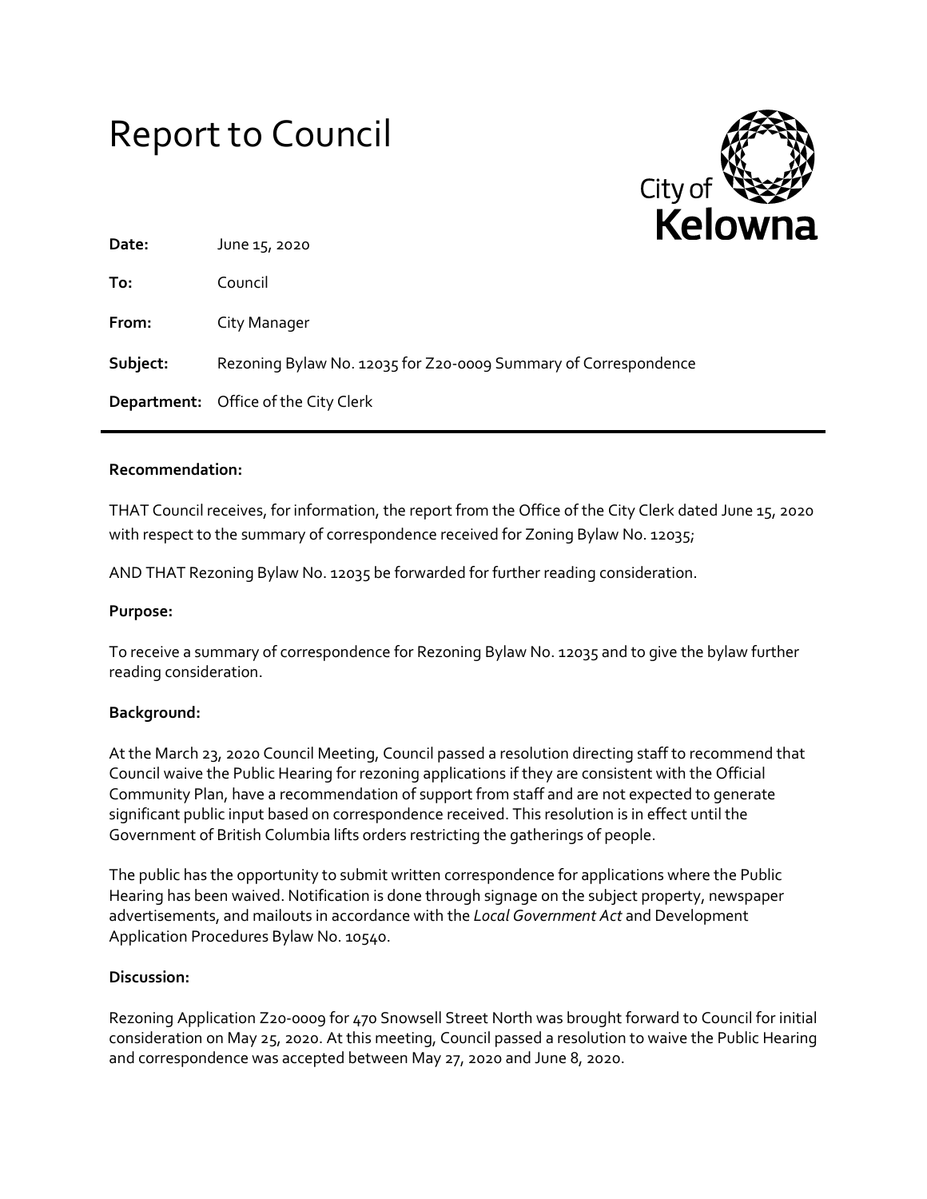# Report to Council

City of Kelowna

**Date:** June 15, 2020

**To:** Council

**From:** City Manager

**Subject:** Rezoning Bylaw No. 12035 for Z20-0009 Summary of Correspondence

**Department:** Office of the City Clerk

---

**Recommendation:**

THAT Council receives, for information, the report from the Office of the City Clerk dated June 15, 2020 with respect to the summary of correspondence received for Zoning Bylaw No. 12035;

AND THAT Rezoning Bylaw No. 12035 be forwarded for further reading consideration.

**Purpose:**

To receive a summary of correspondence for Rezoning Bylaw No. 12035 and to give the bylaw further reading consideration.

**Background:**

At the March 23, 2020 Council Meeting, Council passed a resolution directing staff to recommend that Council waive the Public Hearing for rezoning applications if they are consistent with the Official Community Plan, have a recommendation of support from staff and are not expected to generate significant public input based on correspondence received. This resolution is in effect until the Government of British Columbia lifts orders restricting the gatherings of people.

The public has the opportunity to submit written correspondence for applications where the Public Hearing has been waived. Notification is done through signage on the subject property, newspaper advertisements, and mailouts in accordance with the *Local Government Act* and Development Application Procedures Bylaw No. 10540.

**Discussion:**

Rezoning Application Z20-0009 for 470 Snowsell Street North was brought forward to Council for initial consideration on May 25, 2020. At this meeting, Council passed a resolution to waive the Public Hearing and correspondence was accepted between May 27, 2020 and June 8, 2020.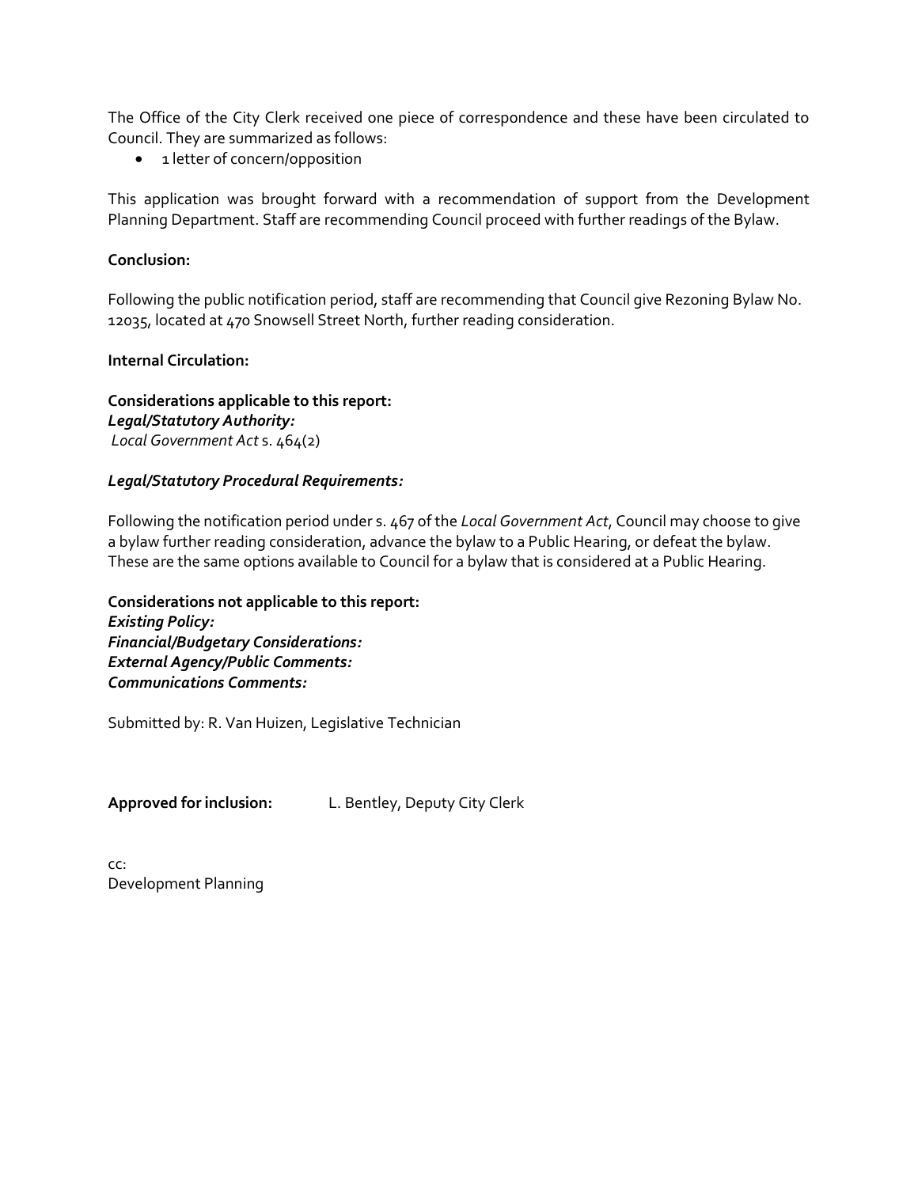The Office of the City Clerk received one piece of correspondence and these have been circulated to Council. They are summarized as follows:

- 1 letter of concern/opposition

This application was brought forward with a recommendation of support from the Development Planning Department. Staff are recommending Council proceed with further readings of the Bylaw.

**Conclusion:**

Following the public notification period, staff are recommending that Council give Rezoning Bylaw No. 12035, located at 470 Snowsell Street North, further reading consideration.

**Internal Circulation:**

**Considerations applicable to this report:**
***Legal/Statutory Authority:***
*Local Government Act* s. 464(2)

***Legal/Statutory Procedural Requirements:***

Following the notification period under s. 467 of the *Local Government Act*, Council may choose to give a bylaw further reading consideration, advance the bylaw to a Public Hearing, or defeat the bylaw. These are the same options available to Council for a bylaw that is considered at a Public Hearing.

**Considerations not applicable to this report:**
***Existing Policy:***
***Financial/Budgetary Considerations:***
***External Agency/Public Comments:***
***Communications Comments:***

Submitted by: R. Van Huizen, Legislative Technician

**Approved for inclusion:** L. Bentley, Deputy City Clerk

cc:
Development Planning